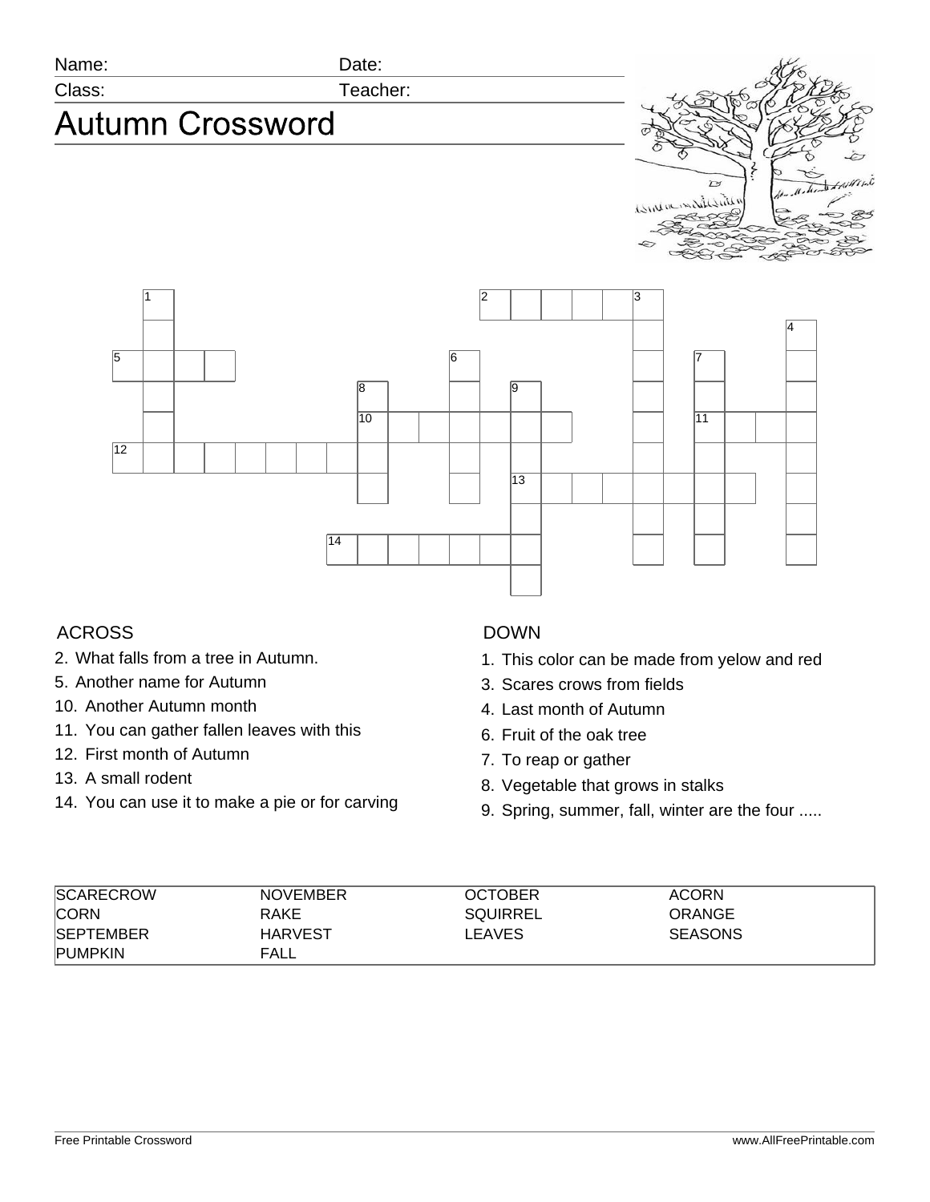Name: Date:

Class: Teacher:

# Autumn Crossword

ACROSS

2. What falls from a tree in Autumn.
5. Another name for Autumn
10. Another Autumn month
11. You can gather fallen leaves with this
12. First month of Autumn
13. A small rodent
14. You can use it to make a pie or for carving

DOWN

1. This color can be made from yelow and red
3. Scares crows from fields
4. Last month of Autumn
6. Fruit of the oak tree
7. To reap or gather
8. Vegetable that grows in stalks
9. Spring, summer, fall, winter are the four .....

| | | | |
|---|---|---|---|
| SCARECROW | NOVEMBER | OCTOBER | ACORN |
| CORN | RAKE | SQUIRREL | ORANGE |
| SEPTEMBER | HARVEST | LEAVES | SEASONS |
| PUMPKIN | FALL | | |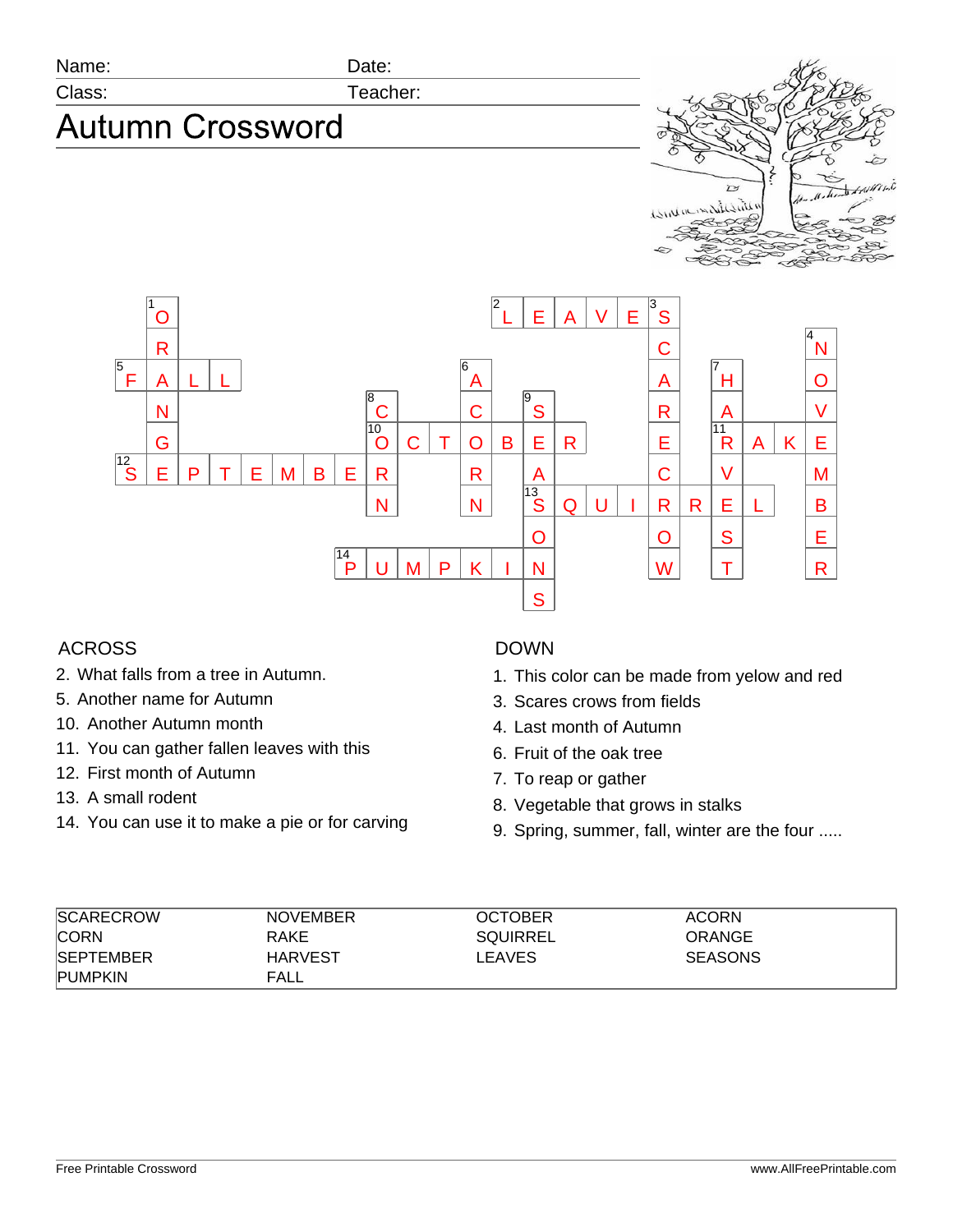Name: Date:

Class: Teacher:

# Autumn Crossword

ACROSS

2. What falls from a tree in Autumn.
5. Another name for Autumn
10. Another Autumn month
11. You can gather fallen leaves with this
12. First month of Autumn
13. A small rodent
14. You can use it to make a pie or for carving

DOWN

1. This color can be made from yelow and red
3. Scares crows from fields
4. Last month of Autumn
6. Fruit of the oak tree
7. To reap or gather
8. Vegetable that grows in stalks
9. Spring, summer, fall, winter are the four .....

| | | | |
|---|---|---|---|
| SCARECROW | NOVEMBER | OCTOBER | ACORN |
| CORN | RAKE | SQUIRREL | ORANGE |
| SEPTEMBER | HARVEST | LEAVES | SEASONS |
| PUMPKIN | FALL | | |

Free Printable Crossword www.AllFreePrintable.com